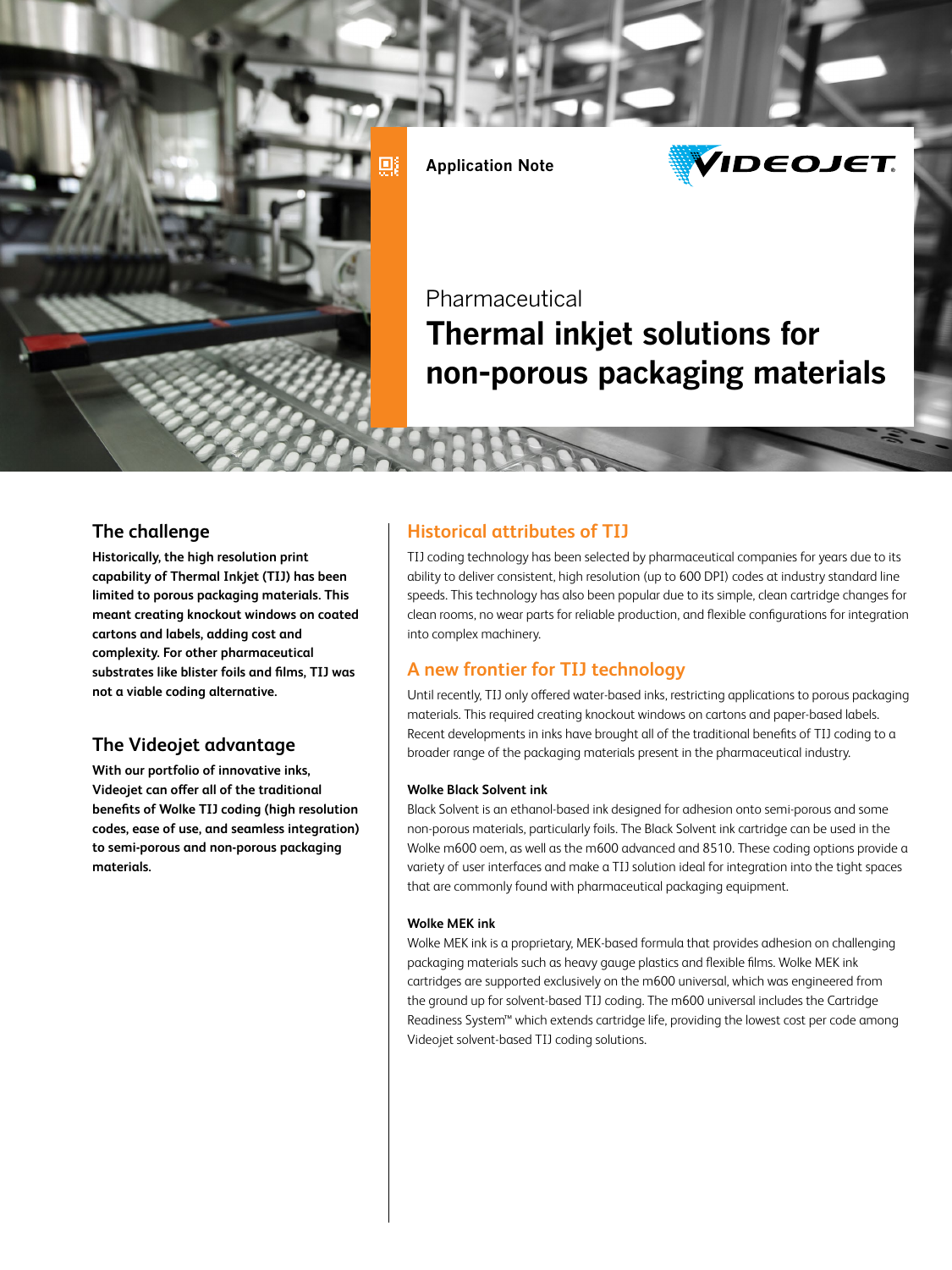Application Note

Pharmaceutical

# Thermal inkjet solutions for non-porous packaging materials

## The challenge

**Historically, the high resolution print capability of Thermal Inkjet (TIJ) has been limited to porous packaging materials. This meant creating knockout windows on coated cartons and labels, adding cost and complexity. For other pharmaceutical substrates like blister foils and films, TIJ was not a viable coding alternative.**

## The Videojet advantage

**With our portfolio of innovative inks, Videojet can offer all of the traditional benefits of Wolke TIJ coding (high resolution codes, ease of use, and seamless integration) to semi-porous and non-porous packaging materials.**

## Historical attributes of TIJ

TIJ coding technology has been selected by pharmaceutical companies for years due to its ability to deliver consistent, high resolution (up to 600 DPI) codes at industry standard line speeds. This technology has also been popular due to its simple, clean cartridge changes for clean rooms, no wear parts for reliable production, and flexible configurations for integration into complex machinery.

## A new frontier for TIJ technology

Until recently, TIJ only offered water-based inks, restricting applications to porous packaging materials. This required creating knockout windows on cartons and paper-based labels. Recent developments in inks have brought all of the traditional benefits of TIJ coding to a broader range of the packaging materials present in the pharmaceutical industry.

### Wolke Black Solvent ink

Black Solvent is an ethanol-based ink designed for adhesion onto semi-porous and some non-porous materials, particularly foils. The Black Solvent ink cartridge can be used in the Wolke m600 oem, as well as the m600 advanced and 8510. These coding options provide a variety of user interfaces and make a TIJ solution ideal for integration into the tight spaces that are commonly found with pharmaceutical packaging equipment.

### Wolke MEK ink

Wolke MEK ink is a proprietary, MEK-based formula that provides adhesion on challenging packaging materials such as heavy gauge plastics and flexible films. Wolke MEK ink cartridges are supported exclusively on the m600 universal, which was engineered from the ground up for solvent-based TIJ coding. The m600 universal includes the Cartridge Readiness System™ which extends cartridge life, providing the lowest cost per code among Videojet solvent-based TIJ coding solutions.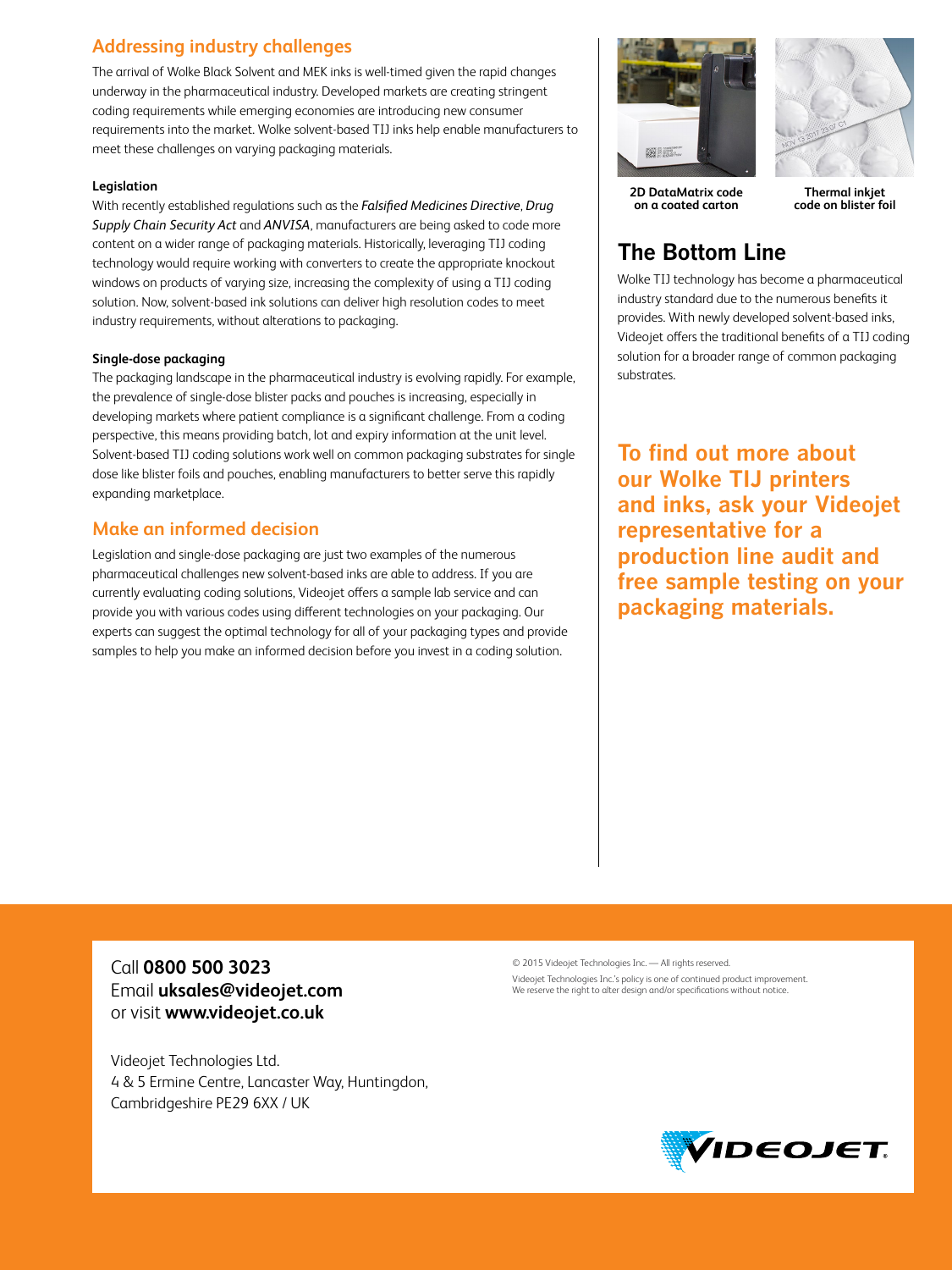## Addressing industry challenges

The arrival of Wolke Black Solvent and MEK inks is well-timed given the rapid changes underway in the pharmaceutical industry. Developed markets are creating stringent coding requirements while emerging economies are introducing new consumer requirements into the market. Wolke solvent-based TIJ inks help enable manufacturers to meet these challenges on varying packaging materials.

#### Legislation

With recently established regulations such as the *Falsified Medicines Directive*, *Drug Supply Chain Security Act* and *ANVISA*, manufacturers are being asked to code more content on a wider range of packaging materials. Historically, leveraging TIJ coding technology would require working with converters to create the appropriate knockout windows on products of varying size, increasing the complexity of using a TIJ coding solution. Now, solvent-based ink solutions can deliver high resolution codes to meet industry requirements, without alterations to packaging.

#### Single-dose packaging

The packaging landscape in the pharmaceutical industry is evolving rapidly. For example, the prevalence of single-dose blister packs and pouches is increasing, especially in developing markets where patient compliance is a significant challenge. From a coding perspective, this means providing batch, lot and expiry information at the unit level. Solvent-based TIJ coding solutions work well on common packaging substrates for single dose like blister foils and pouches, enabling manufacturers to better serve this rapidly expanding marketplace.

## Make an informed decision

Legislation and single-dose packaging are just two examples of the numerous pharmaceutical challenges new solvent-based inks are able to address. If you are currently evaluating coding solutions, Videojet offers a sample lab service and can provide you with various codes using different technologies on your packaging. Our experts can suggest the optimal technology for all of your packaging types and provide samples to help you make an informed decision before you invest in a coding solution.

**2D DataMatrix code on a coated carton**

**Thermal inkjet code on blister foil**

## The Bottom Line

Wolke TIJ technology has become a pharmaceutical industry standard due to the numerous benefits it provides. With newly developed solvent-based inks, Videojet offers the traditional benefits of a TIJ coding solution for a broader range of common packaging substrates.

**To find out more about our Wolke TIJ printers and inks, ask your Videojet representative for a production line audit and free sample testing on your packaging materials.**

Call **0800 500 3023**
Email **uksales@videojet.com**
or visit **www.videojet.co.uk**

Videojet Technologies Ltd.
4 & 5 Ermine Centre, Lancaster Way, Huntingdon,
Cambridgeshire PE29 6XX / UK

© 2015 Videojet Technologies Inc. — All rights reserved.

Videojet Technologies Inc.'s policy is one of continued product improvement. We reserve the right to alter design and/or specifications without notice.

VIDEOJET